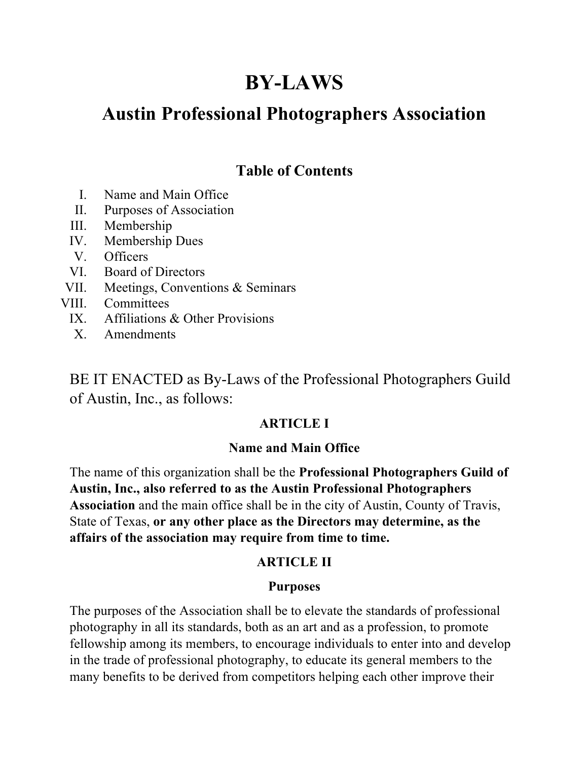# BY-LAWS

## Austin Professional Photographers Association

### Table of Contents

I. Name and Main Office
II. Purposes of Association
III. Membership
IV. Membership Dues
V. Officers
VI. Board of Directors
VII. Meetings, Conventions & Seminars
VIII. Committees
IX. Affiliations & Other Provisions
X. Amendments

BE IT ENACTED as By-Laws of the Professional Photographers Guild of Austin, Inc., as follows:

**ARTICLE I**

**Name and Main Office**

The name of this organization shall be the **Professional Photographers Guild of Austin, Inc., also referred to as the Austin Professional Photographers Association** and the main office shall be in the city of Austin, County of Travis, State of Texas, **or any other place as the Directors may determine, as the affairs of the association may require from time to time.**

**ARTICLE II**

**Purposes**

The purposes of the Association shall be to elevate the standards of professional photography in all its standards, both as an art and as a profession, to promote fellowship among its members, to encourage individuals to enter into and develop in the trade of professional photography, to educate its general members to the many benefits to be derived from competitors helping each other improve their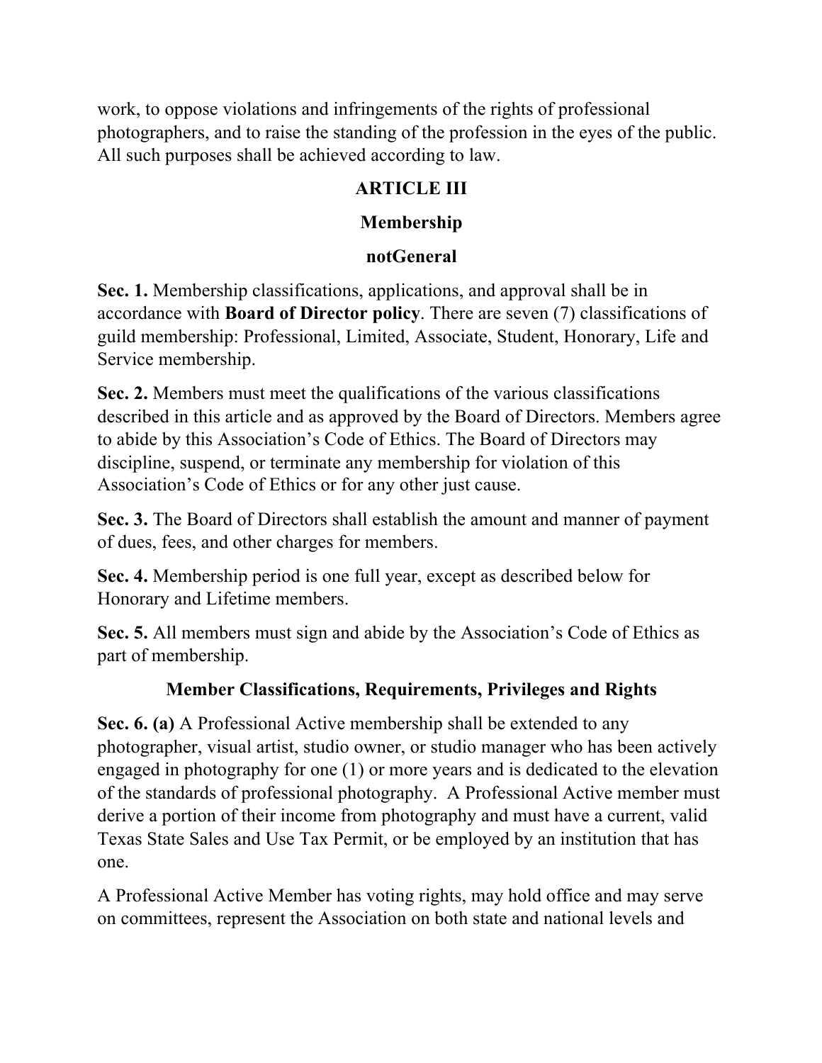work, to oppose violations and infringements of the rights of professional photographers, and to raise the standing of the profession in the eyes of the public. All such purposes shall be achieved according to law.

## ARTICLE III

## Membership

### notGeneral

**Sec. 1.** Membership classifications, applications, and approval shall be in accordance with **Board of Director policy**. There are seven (7) classifications of guild membership: Professional, Limited, Associate, Student, Honorary, Life and Service membership.

**Sec. 2.** Members must meet the qualifications of the various classifications described in this article and as approved by the Board of Directors. Members agree to abide by this Association's Code of Ethics. The Board of Directors may discipline, suspend, or terminate any membership for violation of this Association's Code of Ethics or for any other just cause.

**Sec. 3.** The Board of Directors shall establish the amount and manner of payment of dues, fees, and other charges for members.

**Sec. 4.** Membership period is one full year, except as described below for Honorary and Lifetime members.

**Sec. 5.** All members must sign and abide by the Association's Code of Ethics as part of membership.

### Member Classifications, Requirements, Privileges and Rights

**Sec. 6. (a)** A Professional Active membership shall be extended to any photographer, visual artist, studio owner, or studio manager who has been actively engaged in photography for one (1) or more years and is dedicated to the elevation of the standards of professional photography. A Professional Active member must derive a portion of their income from photography and must have a current, valid Texas State Sales and Use Tax Permit, or be employed by an institution that has one.

A Professional Active Member has voting rights, may hold office and may serve on committees, represent the Association on both state and national levels and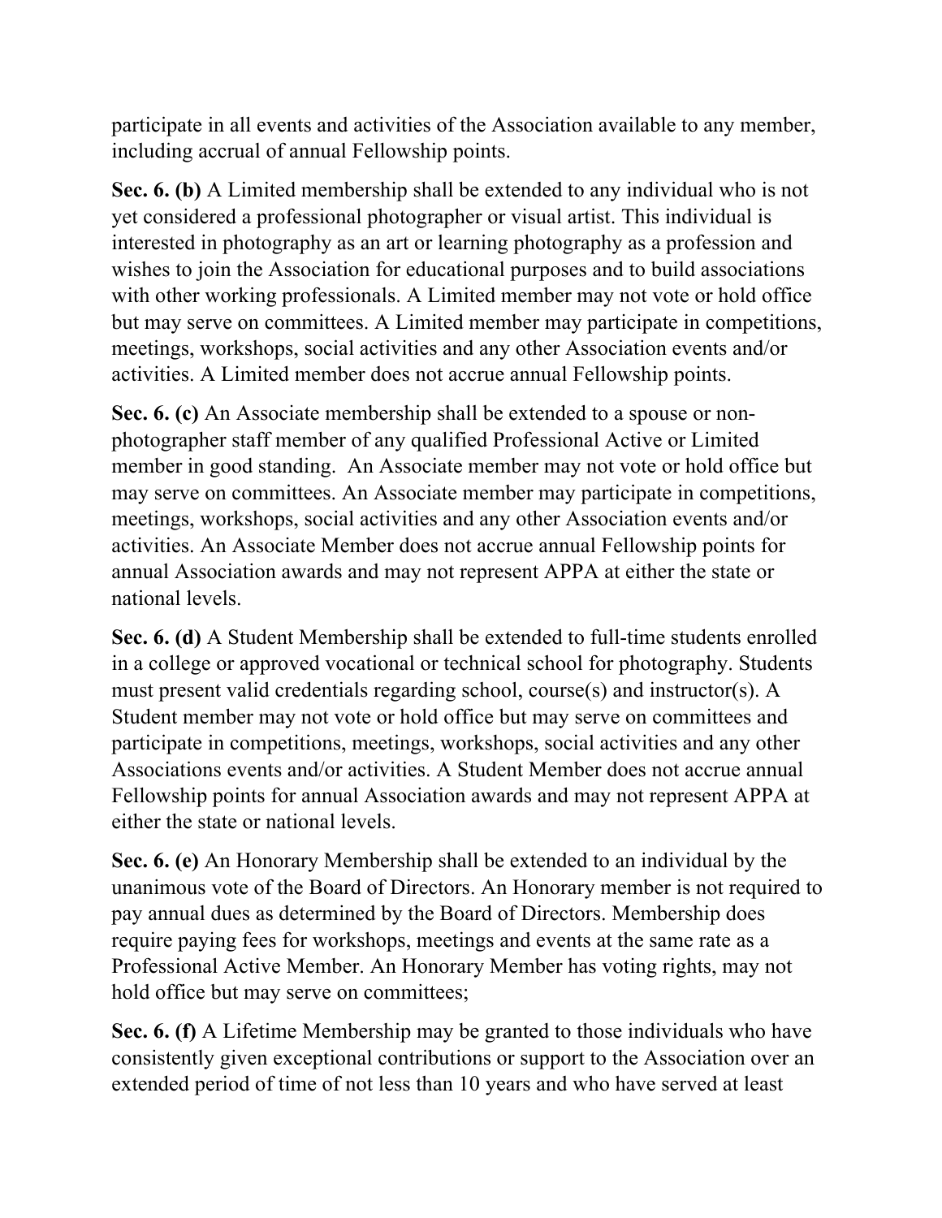participate in all events and activities of the Association available to any member, including accrual of annual Fellowship points.

**Sec. 6. (b)** A Limited membership shall be extended to any individual who is not yet considered a professional photographer or visual artist. This individual is interested in photography as an art or learning photography as a profession and wishes to join the Association for educational purposes and to build associations with other working professionals. A Limited member may not vote or hold office but may serve on committees. A Limited member may participate in competitions, meetings, workshops, social activities and any other Association events and/or activities. A Limited member does not accrue annual Fellowship points.

**Sec. 6. (c)** An Associate membership shall be extended to a spouse or non-photographer staff member of any qualified Professional Active or Limited member in good standing. An Associate member may not vote or hold office but may serve on committees. An Associate member may participate in competitions, meetings, workshops, social activities and any other Association events and/or activities. An Associate Member does not accrue annual Fellowship points for annual Association awards and may not represent APPA at either the state or national levels.

**Sec. 6. (d)** A Student Membership shall be extended to full-time students enrolled in a college or approved vocational or technical school for photography. Students must present valid credentials regarding school, course(s) and instructor(s). A Student member may not vote or hold office but may serve on committees and participate in competitions, meetings, workshops, social activities and any other Associations events and/or activities. A Student Member does not accrue annual Fellowship points for annual Association awards and may not represent APPA at either the state or national levels.

**Sec. 6. (e)** An Honorary Membership shall be extended to an individual by the unanimous vote of the Board of Directors. An Honorary member is not required to pay annual dues as determined by the Board of Directors. Membership does require paying fees for workshops, meetings and events at the same rate as a Professional Active Member. An Honorary Member has voting rights, may not hold office but may serve on committees;

**Sec. 6. (f)** A Lifetime Membership may be granted to those individuals who have consistently given exceptional contributions or support to the Association over an extended period of time of not less than 10 years and who have served at least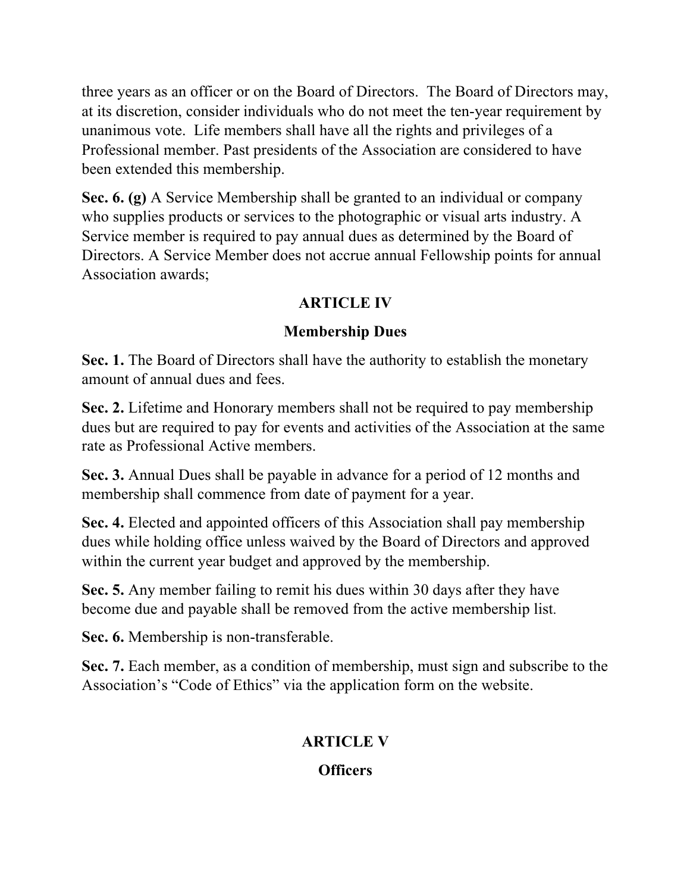three years as an officer or on the Board of Directors. The Board of Directors may, at its discretion, consider individuals who do not meet the ten-year requirement by unanimous vote. Life members shall have all the rights and privileges of a Professional member. Past presidents of the Association are considered to have been extended this membership.

**Sec. 6. (g)** A Service Membership shall be granted to an individual or company who supplies products or services to the photographic or visual arts industry. A Service member is required to pay annual dues as determined by the Board of Directors. A Service Member does not accrue annual Fellowship points for annual Association awards;

## ARTICLE IV

### Membership Dues

**Sec. 1.** The Board of Directors shall have the authority to establish the monetary amount of annual dues and fees.

**Sec. 2.** Lifetime and Honorary members shall not be required to pay membership dues but are required to pay for events and activities of the Association at the same rate as Professional Active members.

**Sec. 3.** Annual Dues shall be payable in advance for a period of 12 months and membership shall commence from date of payment for a year.

**Sec. 4.** Elected and appointed officers of this Association shall pay membership dues while holding office unless waived by the Board of Directors and approved within the current year budget and approved by the membership.

**Sec. 5.** Any member failing to remit his dues within 30 days after they have become due and payable shall be removed from the active membership list.

**Sec. 6.** Membership is non-transferable.

**Sec. 7.** Each member, as a condition of membership, must sign and subscribe to the Association's "Code of Ethics" via the application form on the website.

## ARTICLE V

### Officers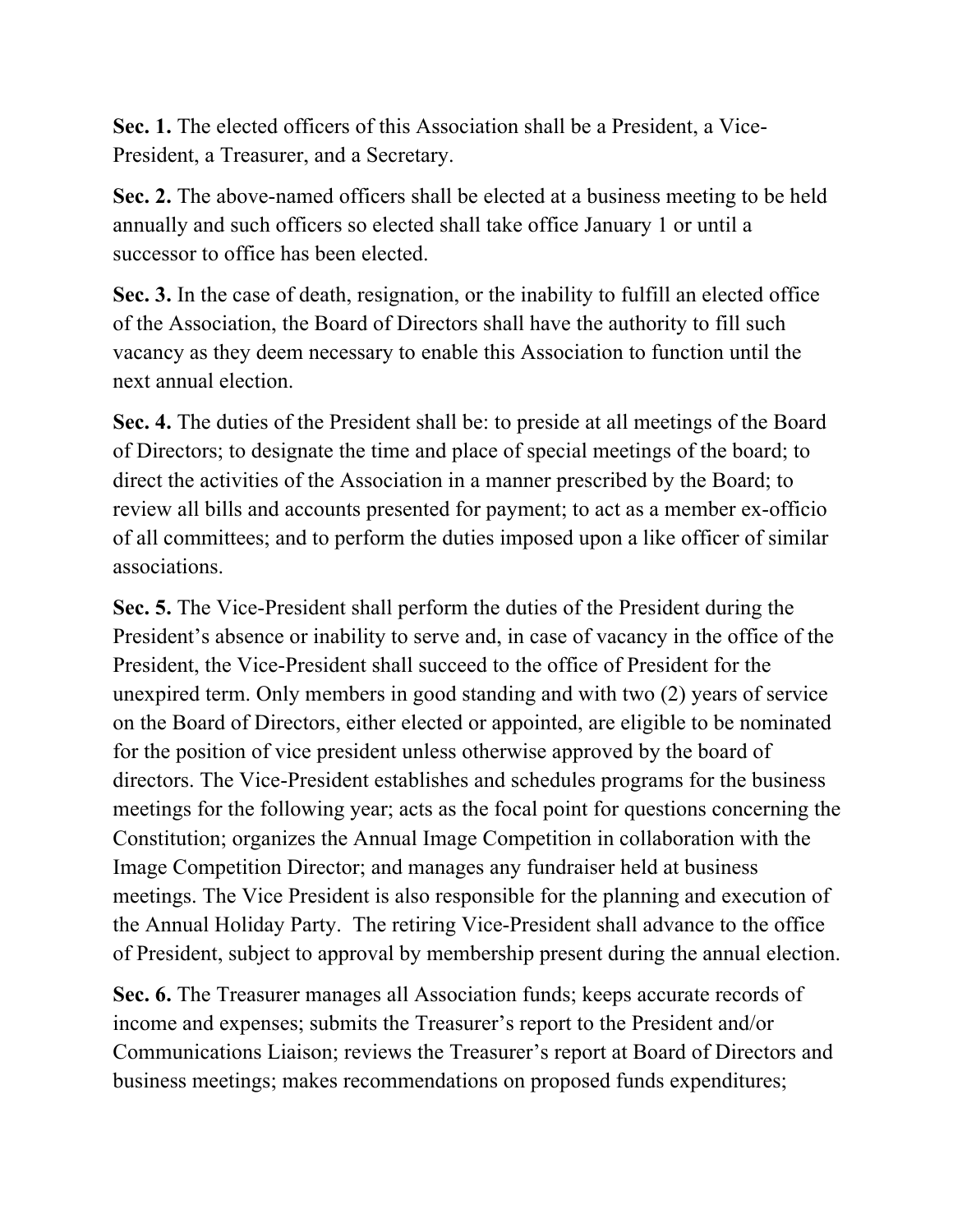**Sec. 1.** The elected officers of this Association shall be a President, a Vice-President, a Treasurer, and a Secretary.

**Sec. 2.** The above-named officers shall be elected at a business meeting to be held annually and such officers so elected shall take office January 1 or until a successor to office has been elected.

**Sec. 3.** In the case of death, resignation, or the inability to fulfill an elected office of the Association, the Board of Directors shall have the authority to fill such vacancy as they deem necessary to enable this Association to function until the next annual election.

**Sec. 4.** The duties of the President shall be: to preside at all meetings of the Board of Directors; to designate the time and place of special meetings of the board; to direct the activities of the Association in a manner prescribed by the Board; to review all bills and accounts presented for payment; to act as a member ex-officio of all committees; and to perform the duties imposed upon a like officer of similar associations.

**Sec. 5.** The Vice-President shall perform the duties of the President during the President's absence or inability to serve and, in case of vacancy in the office of the President, the Vice-President shall succeed to the office of President for the unexpired term. Only members in good standing and with two (2) years of service on the Board of Directors, either elected or appointed, are eligible to be nominated for the position of vice president unless otherwise approved by the board of directors. The Vice-President establishes and schedules programs for the business meetings for the following year; acts as the focal point for questions concerning the Constitution; organizes the Annual Image Competition in collaboration with the Image Competition Director; and manages any fundraiser held at business meetings. The Vice President is also responsible for the planning and execution of the Annual Holiday Party. The retiring Vice-President shall advance to the office of President, subject to approval by membership present during the annual election.

**Sec. 6.** The Treasurer manages all Association funds; keeps accurate records of income and expenses; submits the Treasurer's report to the President and/or Communications Liaison; reviews the Treasurer's report at Board of Directors and business meetings; makes recommendations on proposed funds expenditures;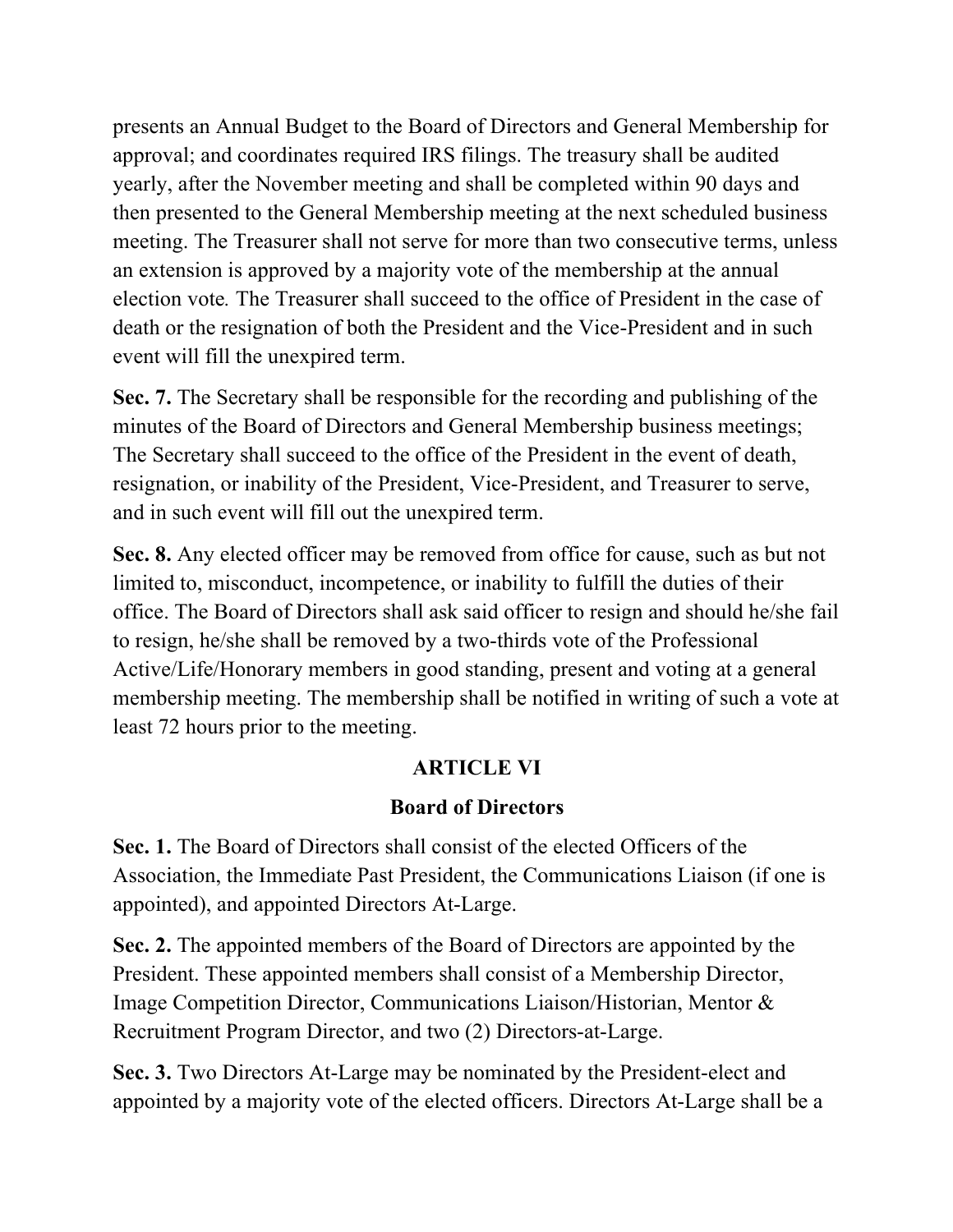presents an Annual Budget to the Board of Directors and General Membership for approval; and coordinates required IRS filings. The treasury shall be audited yearly, after the November meeting and shall be completed within 90 days and then presented to the General Membership meeting at the next scheduled business meeting. The Treasurer shall not serve for more than two consecutive terms, unless an extension is approved by a majority vote of the membership at the annual election vote. The Treasurer shall succeed to the office of President in the case of death or the resignation of both the President and the Vice-President and in such event will fill the unexpired term.

**Sec. 7.** The Secretary shall be responsible for the recording and publishing of the minutes of the Board of Directors and General Membership business meetings; The Secretary shall succeed to the office of the President in the event of death, resignation, or inability of the President, Vice-President, and Treasurer to serve, and in such event will fill out the unexpired term.

**Sec. 8.** Any elected officer may be removed from office for cause, such as but not limited to, misconduct, incompetence, or inability to fulfill the duties of their office. The Board of Directors shall ask said officer to resign and should he/she fail to resign, he/she shall be removed by a two-thirds vote of the Professional Active/Life/Honorary members in good standing, present and voting at a general membership meeting. The membership shall be notified in writing of such a vote at least 72 hours prior to the meeting.

## ARTICLE VI

## Board of Directors

**Sec. 1.** The Board of Directors shall consist of the elected Officers of the Association, the Immediate Past President, the Communications Liaison (if one is appointed), and appointed Directors At-Large.

**Sec. 2.** The appointed members of the Board of Directors are appointed by the President. These appointed members shall consist of a Membership Director, Image Competition Director, Communications Liaison/Historian, Mentor & Recruitment Program Director, and two (2) Directors-at-Large.

**Sec. 3.** Two Directors At-Large may be nominated by the President-elect and appointed by a majority vote of the elected officers. Directors At-Large shall be a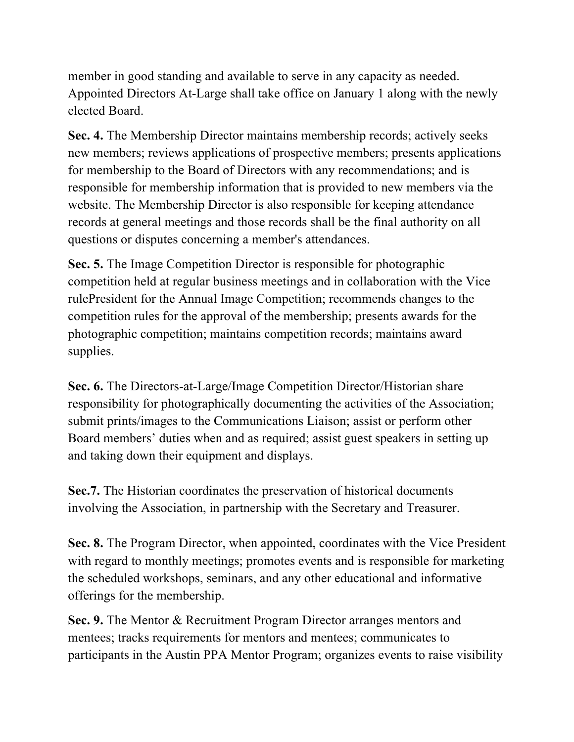member in good standing and available to serve in any capacity as needed. Appointed Directors At-Large shall take office on January 1 along with the newly elected Board.

**Sec. 4.** The Membership Director maintains membership records; actively seeks new members; reviews applications of prospective members; presents applications for membership to the Board of Directors with any recommendations; and is responsible for membership information that is provided to new members via the website. The Membership Director is also responsible for keeping attendance records at general meetings and those records shall be the final authority on all questions or disputes concerning a member's attendances.

**Sec. 5.** The Image Competition Director is responsible for photographic competition held at regular business meetings and in collaboration with the Vice rulePresident for the Annual Image Competition; recommends changes to the competition rules for the approval of the membership; presents awards for the photographic competition; maintains competition records; maintains award supplies.

**Sec. 6.** The Directors-at-Large/Image Competition Director/Historian share responsibility for photographically documenting the activities of the Association; submit prints/images to the Communications Liaison; assist or perform other Board members' duties when and as required; assist guest speakers in setting up and taking down their equipment and displays.

**Sec.7.** The Historian coordinates the preservation of historical documents involving the Association, in partnership with the Secretary and Treasurer.

**Sec. 8.** The Program Director, when appointed, coordinates with the Vice President with regard to monthly meetings; promotes events and is responsible for marketing the scheduled workshops, seminars, and any other educational and informative offerings for the membership.

**Sec. 9.** The Mentor & Recruitment Program Director arranges mentors and mentees; tracks requirements for mentors and mentees; communicates to participants in the Austin PPA Mentor Program; organizes events to raise visibility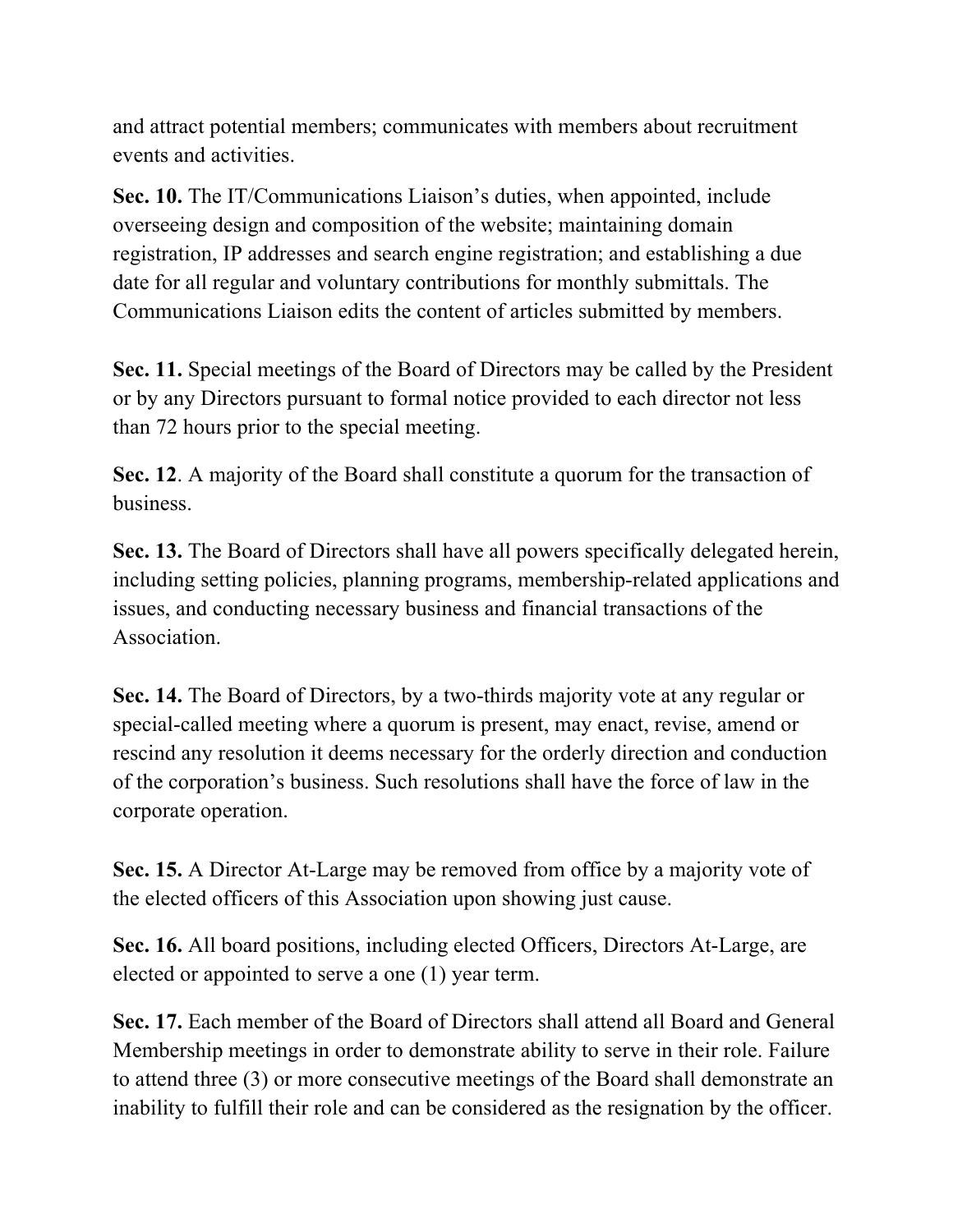and attract potential members; communicates with members about recruitment events and activities.

**Sec. 10.** The IT/Communications Liaison's duties, when appointed, include overseeing design and composition of the website; maintaining domain registration, IP addresses and search engine registration; and establishing a due date for all regular and voluntary contributions for monthly submittals. The Communications Liaison edits the content of articles submitted by members.

**Sec. 11.** Special meetings of the Board of Directors may be called by the President or by any Directors pursuant to formal notice provided to each director not less than 72 hours prior to the special meeting.

**Sec. 12**. A majority of the Board shall constitute a quorum for the transaction of business.

**Sec. 13.** The Board of Directors shall have all powers specifically delegated herein, including setting policies, planning programs, membership-related applications and issues, and conducting necessary business and financial transactions of the Association.

**Sec. 14.** The Board of Directors, by a two-thirds majority vote at any regular or special-called meeting where a quorum is present, may enact, revise, amend or rescind any resolution it deems necessary for the orderly direction and conduction of the corporation's business. Such resolutions shall have the force of law in the corporate operation.

**Sec. 15.** A Director At-Large may be removed from office by a majority vote of the elected officers of this Association upon showing just cause.

**Sec. 16.** All board positions, including elected Officers, Directors At-Large, are elected or appointed to serve a one (1) year term.

**Sec. 17.** Each member of the Board of Directors shall attend all Board and General Membership meetings in order to demonstrate ability to serve in their role. Failure to attend three (3) or more consecutive meetings of the Board shall demonstrate an inability to fulfill their role and can be considered as the resignation by the officer.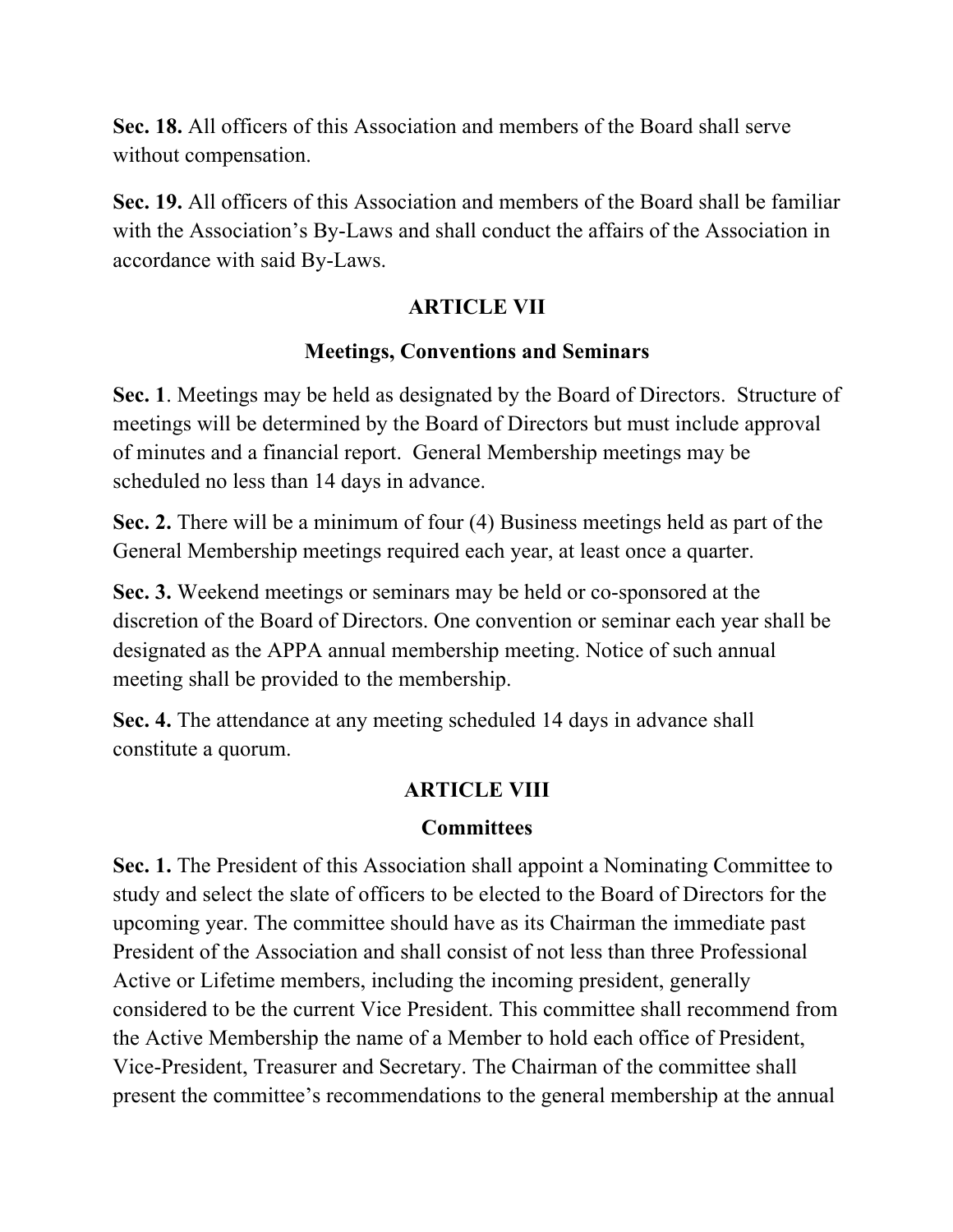**Sec. 18.** All officers of this Association and members of the Board shall serve without compensation.

**Sec. 19.** All officers of this Association and members of the Board shall be familiar with the Association's By-Laws and shall conduct the affairs of the Association in accordance with said By-Laws.

## ARTICLE VII

### Meetings, Conventions and Seminars

**Sec. 1**. Meetings may be held as designated by the Board of Directors. Structure of meetings will be determined by the Board of Directors but must include approval of minutes and a financial report. General Membership meetings may be scheduled no less than 14 days in advance.

**Sec. 2.** There will be a minimum of four (4) Business meetings held as part of the General Membership meetings required each year, at least once a quarter.

**Sec. 3.** Weekend meetings or seminars may be held or co-sponsored at the discretion of the Board of Directors. One convention or seminar each year shall be designated as the APPA annual membership meeting. Notice of such annual meeting shall be provided to the membership.

**Sec. 4.** The attendance at any meeting scheduled 14 days in advance shall constitute a quorum.

## ARTICLE VIII

### Committees

**Sec. 1.** The President of this Association shall appoint a Nominating Committee to study and select the slate of officers to be elected to the Board of Directors for the upcoming year. The committee should have as its Chairman the immediate past President of the Association and shall consist of not less than three Professional Active or Lifetime members, including the incoming president, generally considered to be the current Vice President. This committee shall recommend from the Active Membership the name of a Member to hold each office of President, Vice-President, Treasurer and Secretary. The Chairman of the committee shall present the committee's recommendations to the general membership at the annual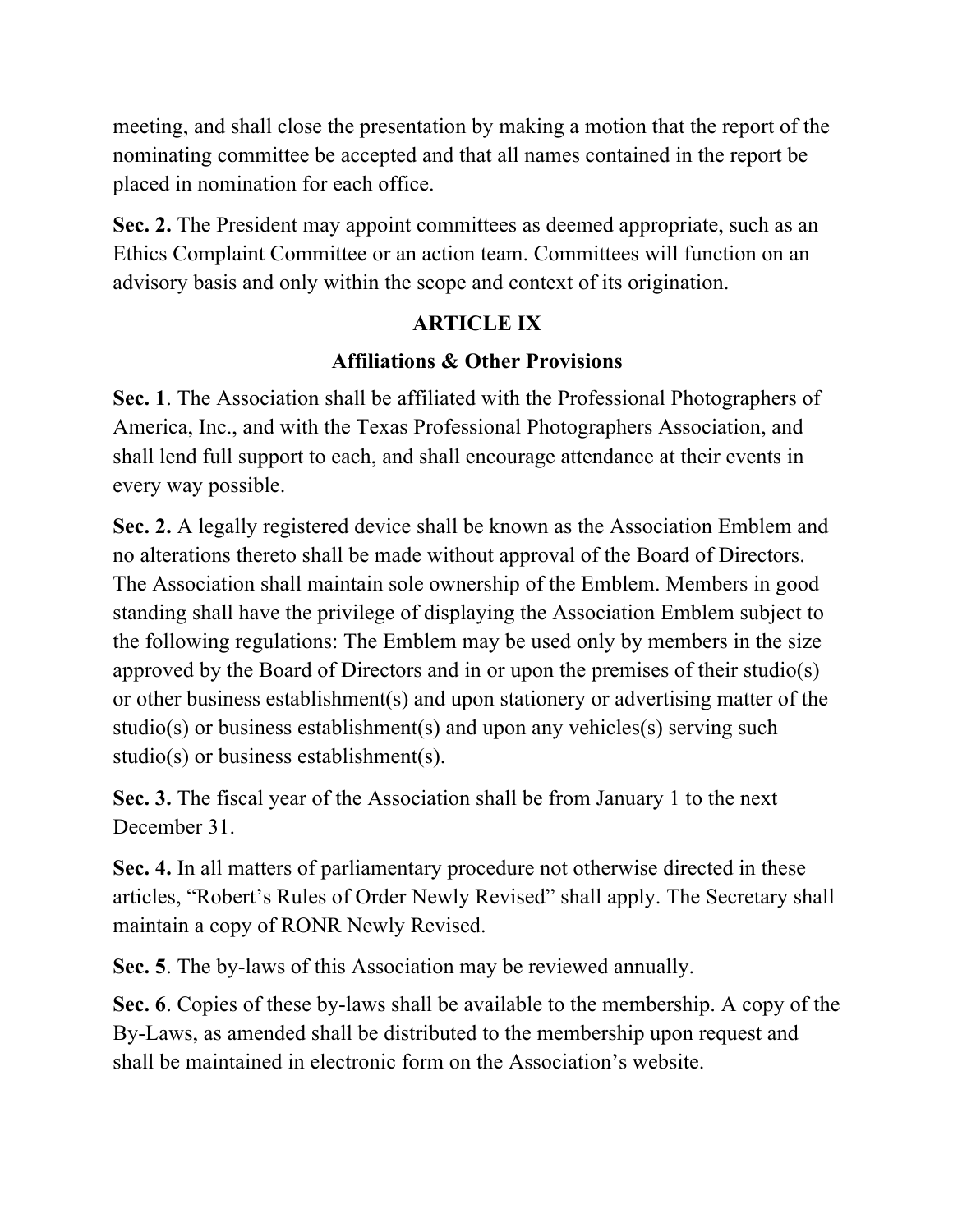meeting, and shall close the presentation by making a motion that the report of the nominating committee be accepted and that all names contained in the report be placed in nomination for each office.

**Sec. 2.** The President may appoint committees as deemed appropriate, such as an Ethics Complaint Committee or an action team. Committees will function on an advisory basis and only within the scope and context of its origination.

## ARTICLE IX

## Affiliations & Other Provisions

**Sec. 1**. The Association shall be affiliated with the Professional Photographers of America, Inc., and with the Texas Professional Photographers Association, and shall lend full support to each, and shall encourage attendance at their events in every way possible.

**Sec. 2.** A legally registered device shall be known as the Association Emblem and no alterations thereto shall be made without approval of the Board of Directors. The Association shall maintain sole ownership of the Emblem. Members in good standing shall have the privilege of displaying the Association Emblem subject to the following regulations: The Emblem may be used only by members in the size approved by the Board of Directors and in or upon the premises of their studio(s) or other business establishment(s) and upon stationery or advertising matter of the studio(s) or business establishment(s) and upon any vehicles(s) serving such studio(s) or business establishment(s).

**Sec. 3.** The fiscal year of the Association shall be from January 1 to the next December 31.

**Sec. 4.** In all matters of parliamentary procedure not otherwise directed in these articles, "Robert's Rules of Order Newly Revised" shall apply. The Secretary shall maintain a copy of RONR Newly Revised.

**Sec. 5**. The by-laws of this Association may be reviewed annually.

**Sec. 6**. Copies of these by-laws shall be available to the membership. A copy of the By-Laws, as amended shall be distributed to the membership upon request and shall be maintained in electronic form on the Association's website.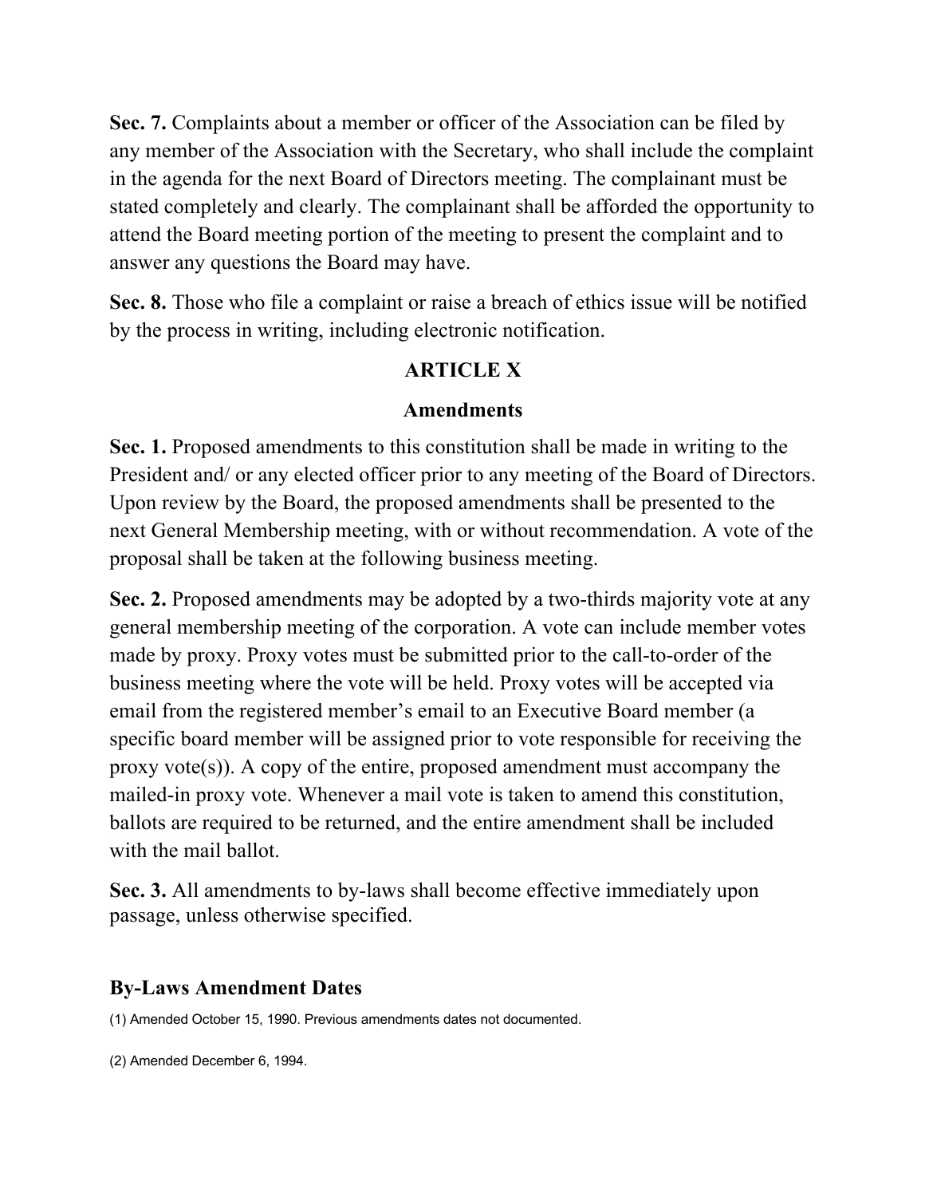**Sec. 7.** Complaints about a member or officer of the Association can be filed by any member of the Association with the Secretary, who shall include the complaint in the agenda for the next Board of Directors meeting. The complainant must be stated completely and clearly. The complainant shall be afforded the opportunity to attend the Board meeting portion of the meeting to present the complaint and to answer any questions the Board may have.

**Sec. 8.** Those who file a complaint or raise a breach of ethics issue will be notified by the process in writing, including electronic notification.

## ARTICLE X

## Amendments

**Sec. 1.** Proposed amendments to this constitution shall be made in writing to the President and/ or any elected officer prior to any meeting of the Board of Directors. Upon review by the Board, the proposed amendments shall be presented to the next General Membership meeting, with or without recommendation. A vote of the proposal shall be taken at the following business meeting.

**Sec. 2.** Proposed amendments may be adopted by a two-thirds majority vote at any general membership meeting of the corporation. A vote can include member votes made by proxy. Proxy votes must be submitted prior to the call-to-order of the business meeting where the vote will be held. Proxy votes will be accepted via email from the registered member's email to an Executive Board member (a specific board member will be assigned prior to vote responsible for receiving the proxy vote(s)). A copy of the entire, proposed amendment must accompany the mailed-in proxy vote. Whenever a mail vote is taken to amend this constitution, ballots are required to be returned, and the entire amendment shall be included with the mail ballot.

**Sec. 3.** All amendments to by-laws shall become effective immediately upon passage, unless otherwise specified.

### By-Laws Amendment Dates

(1) Amended October 15, 1990. Previous amendments dates not documented.

(2) Amended December 6, 1994.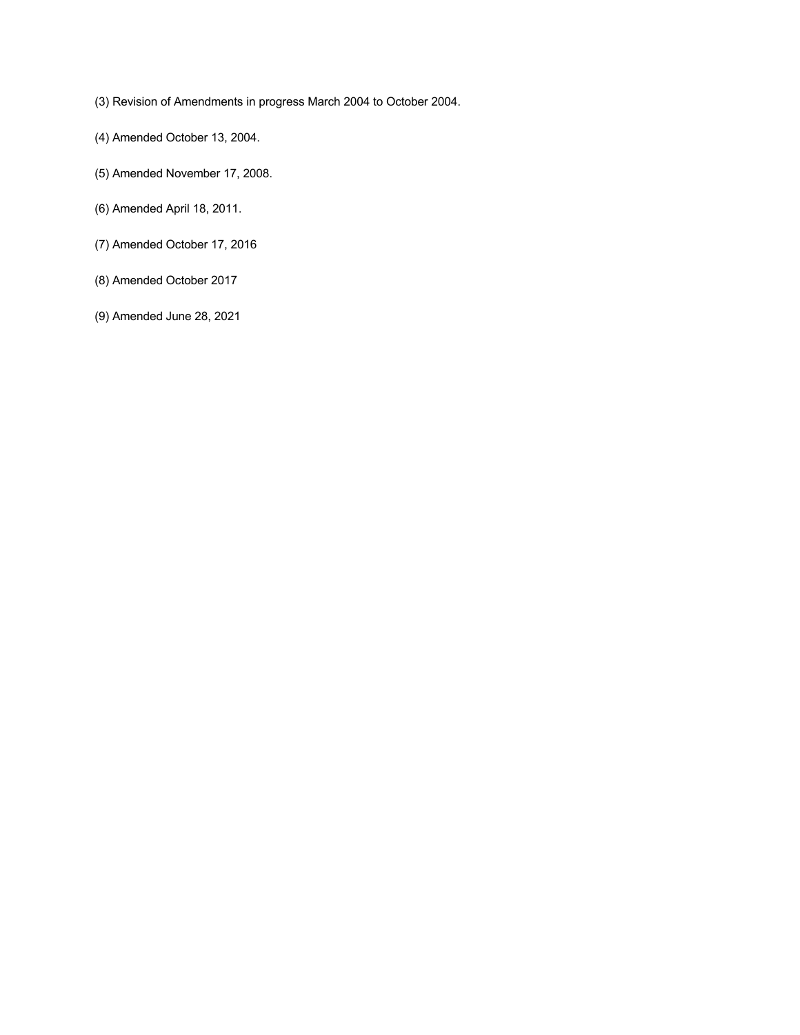(3) Revision of Amendments in progress March 2004 to October 2004.

(4) Amended October 13, 2004.

(5) Amended November 17, 2008.

(6) Amended April 18, 2011.

(7) Amended October 17, 2016

(8) Amended October 2017

(9) Amended June 28, 2021